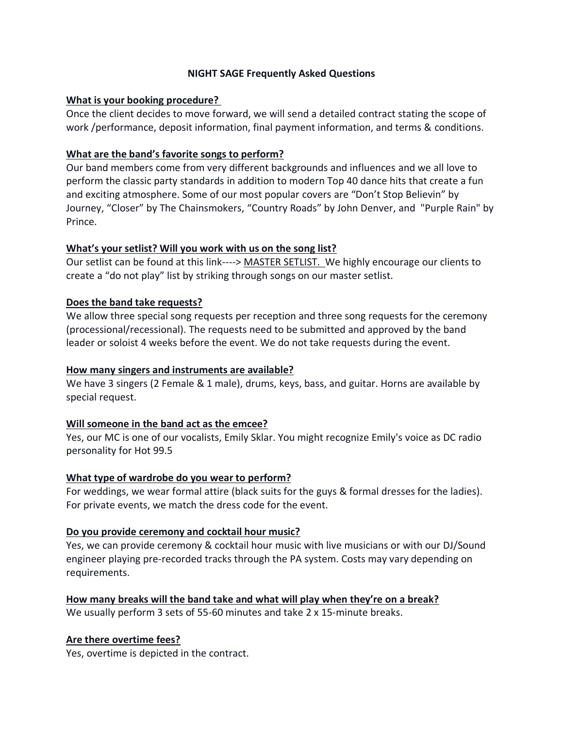# NIGHT SAGE Frequently Asked Questions

## What is your booking procedure?

Once the client decides to move forward, we will send a detailed contract stating the scope of work /performance, deposit information, final payment information, and terms & conditions.

## What are the band's favorite songs to perform?

Our band members come from very different backgrounds and influences and we all love to perform the classic party standards in addition to modern Top 40 dance hits that create a fun and exciting atmosphere. Some of our most popular covers are "Don't Stop Believin" by Journey, "Closer" by The Chainsmokers, "Country Roads" by John Denver, and "Purple Rain" by Prince.

## What's your setlist? Will you work with us on the song list?

Our setlist can be found at this link----> MASTER SETLIST. We highly encourage our clients to create a "do not play" list by striking through songs on our master setlist.

## Does the band take requests?

We allow three special song requests per reception and three song requests for the ceremony (processional/recessional). The requests need to be submitted and approved by the band leader or soloist 4 weeks before the event. We do not take requests during the event.

## How many singers and instruments are available?

We have 3 singers (2 Female & 1 male), drums, keys, bass, and guitar. Horns are available by special request.

## Will someone in the band act as the emcee?

Yes, our MC is one of our vocalists, Emily Sklar. You might recognize Emily's voice as DC radio personality for Hot 99.5

## What type of wardrobe do you wear to perform?

For weddings, we wear formal attire (black suits for the guys & formal dresses for the ladies). For private events, we match the dress code for the event.

## Do you provide ceremony and cocktail hour music?

Yes, we can provide ceremony & cocktail hour music with live musicians or with our DJ/Sound engineer playing pre-recorded tracks through the PA system. Costs may vary depending on requirements.

## How many breaks will the band take and what will play when they're on a break?

We usually perform 3 sets of 55-60 minutes and take 2 x 15-minute breaks.

## Are there overtime fees?

Yes, overtime is depicted in the contract.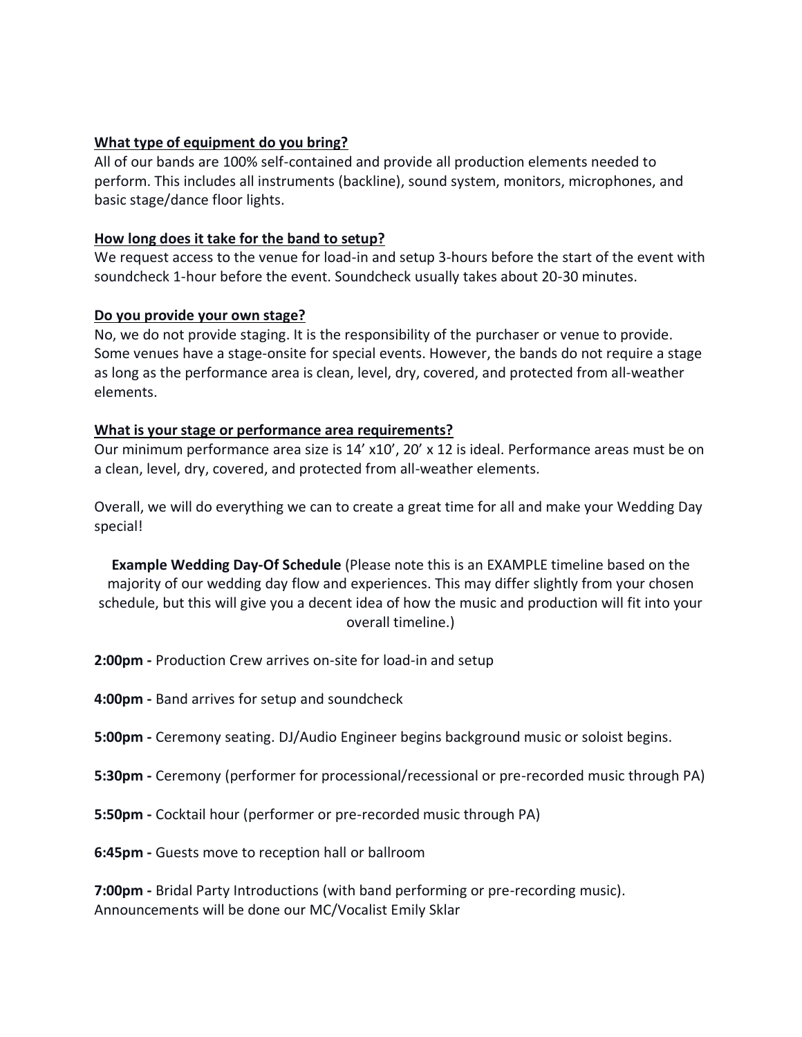**<u>What type of equipment do you bring?</u>**
All of our bands are 100% self-contained and provide all production elements needed to perform. This includes all instruments (backline), sound system, monitors, microphones, and basic stage/dance floor lights.

**<u>How long does it take for the band to setup?</u>**
We request access to the venue for load-in and setup 3-hours before the start of the event with soundcheck 1-hour before the event. Soundcheck usually takes about 20-30 minutes.

**<u>Do you provide your own stage?</u>**
No, we do not provide staging. It is the responsibility of the purchaser or venue to provide. Some venues have a stage-onsite for special events. However, the bands do not require a stage as long as the performance area is clean, level, dry, covered, and protected from all-weather elements.

**<u>What is your stage or performance area requirements?</u>**
Our minimum performance area size is 14' x10', 20' x 12 is ideal. Performance areas must be on a clean, level, dry, covered, and protected from all-weather elements.

Overall, we will do everything we can to create a great time for all and make your Wedding Day special!

**Example Wedding Day-Of Schedule** (Please note this is an EXAMPLE timeline based on the majority of our wedding day flow and experiences. This may differ slightly from your chosen schedule, but this will give you a decent idea of how the music and production will fit into your overall timeline.)

**2:00pm -** Production Crew arrives on-site for load-in and setup

**4:00pm -** Band arrives for setup and soundcheck

**5:00pm -** Ceremony seating. DJ/Audio Engineer begins background music or soloist begins.

**5:30pm -** Ceremony (performer for processional/recessional or pre-recorded music through PA)

**5:50pm -** Cocktail hour (performer or pre-recorded music through PA)

**6:45pm -** Guests move to reception hall or ballroom

**7:00pm -** Bridal Party Introductions (with band performing or pre-recording music). Announcements will be done our MC/Vocalist Emily Sklar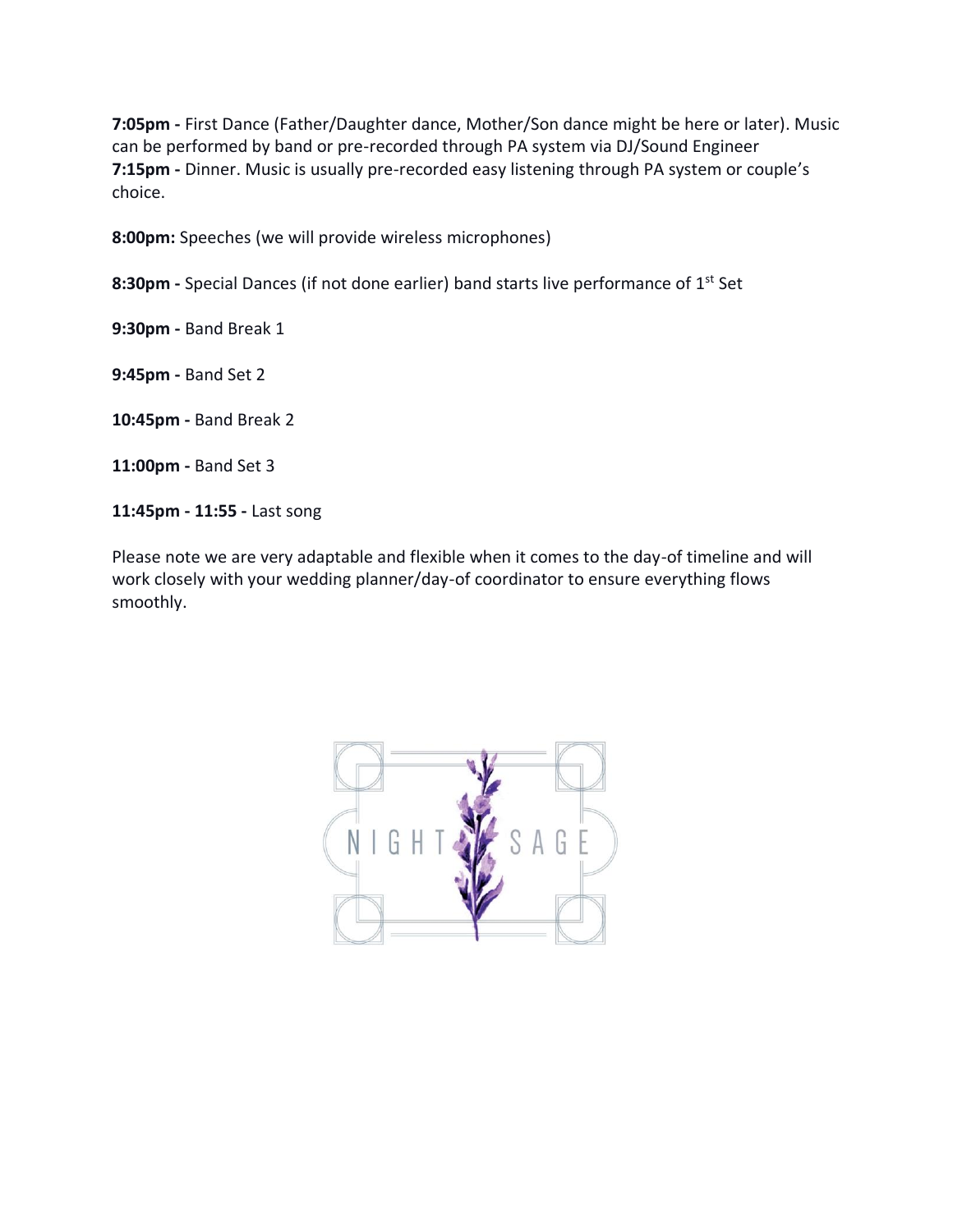**7:05pm -** First Dance (Father/Daughter dance, Mother/Son dance might be here or later). Music can be performed by band or pre-recorded through PA system via DJ/Sound Engineer
**7:15pm -** Dinner. Music is usually pre-recorded easy listening through PA system or couple's choice.

**8:00pm:** Speeches (we will provide wireless microphones)

**8:30pm -** Special Dances (if not done earlier) band starts live performance of 1st Set

**9:30pm -** Band Break 1

**9:45pm -** Band Set 2

**10:45pm -** Band Break 2

**11:00pm -** Band Set 3

**11:45pm - 11:55 -** Last song

Please note we are very adaptable and flexible when it comes to the day-of timeline and will work closely with your wedding planner/day-of coordinator to ensure everything flows smoothly.

NIGHT SAGE